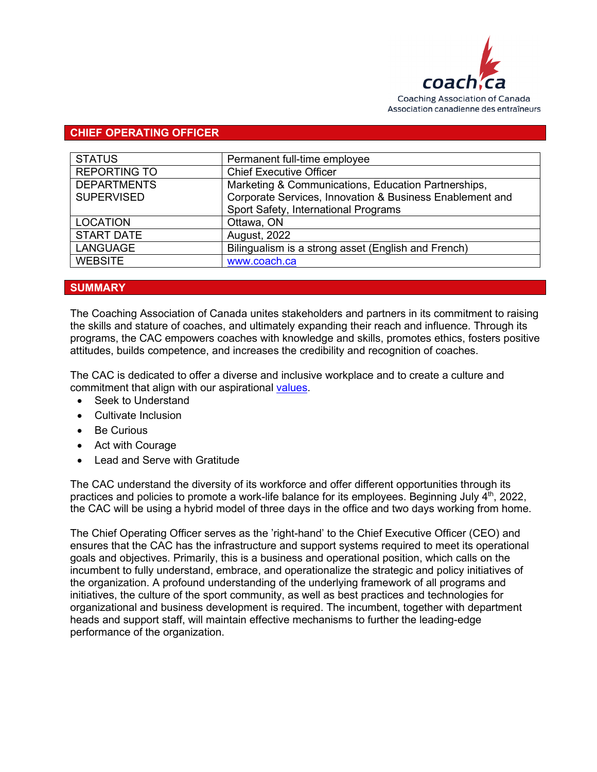coach.ca
Coaching Association of Canada
Association canadienne des entraîneurs

## CHIEF OPERATING OFFICER

| | |
|---|---|
| STATUS | Permanent full-time employee |
| REPORTING TO | Chief Executive Officer |
| DEPARTMENTS SUPERVISED | Marketing & Communications, Education Partnerships, Corporate Services, Innovation & Business Enablement and Sport Safety, International Programs |
| LOCATION | Ottawa, ON |
| START DATE | August, 2022 |
| LANGUAGE | Bilingualism is a strong asset (English and French) |
| WEBSITE | [www.coach.ca](www.coach.ca) |

## SUMMARY

The Coaching Association of Canada unites stakeholders and partners in its commitment to raising the skills and stature of coaches, and ultimately expanding their reach and influence. Through its programs, the CAC empowers coaches with knowledge and skills, promotes ethics, fosters positive attitudes, builds competence, and increases the credibility and recognition of coaches.

The CAC is dedicated to offer a diverse and inclusive workplace and to create a culture and commitment that align with our aspirational values.

- Seek to Understand
- Cultivate Inclusion
- Be Curious
- Act with Courage
- Lead and Serve with Gratitude

The CAC understand the diversity of its workforce and offer different opportunities through its practices and policies to promote a work-life balance for its employees. Beginning July 4th, 2022, the CAC will be using a hybrid model of three days in the office and two days working from home.

The Chief Operating Officer serves as the 'right-hand' to the Chief Executive Officer (CEO) and ensures that the CAC has the infrastructure and support systems required to meet its operational goals and objectives. Primarily, this is a business and operational position, which calls on the incumbent to fully understand, embrace, and operationalize the strategic and policy initiatives of the organization. A profound understanding of the underlying framework of all programs and initiatives, the culture of the sport community, as well as best practices and technologies for organizational and business development is required. The incumbent, together with department heads and support staff, will maintain effective mechanisms to further the leading-edge performance of the organization.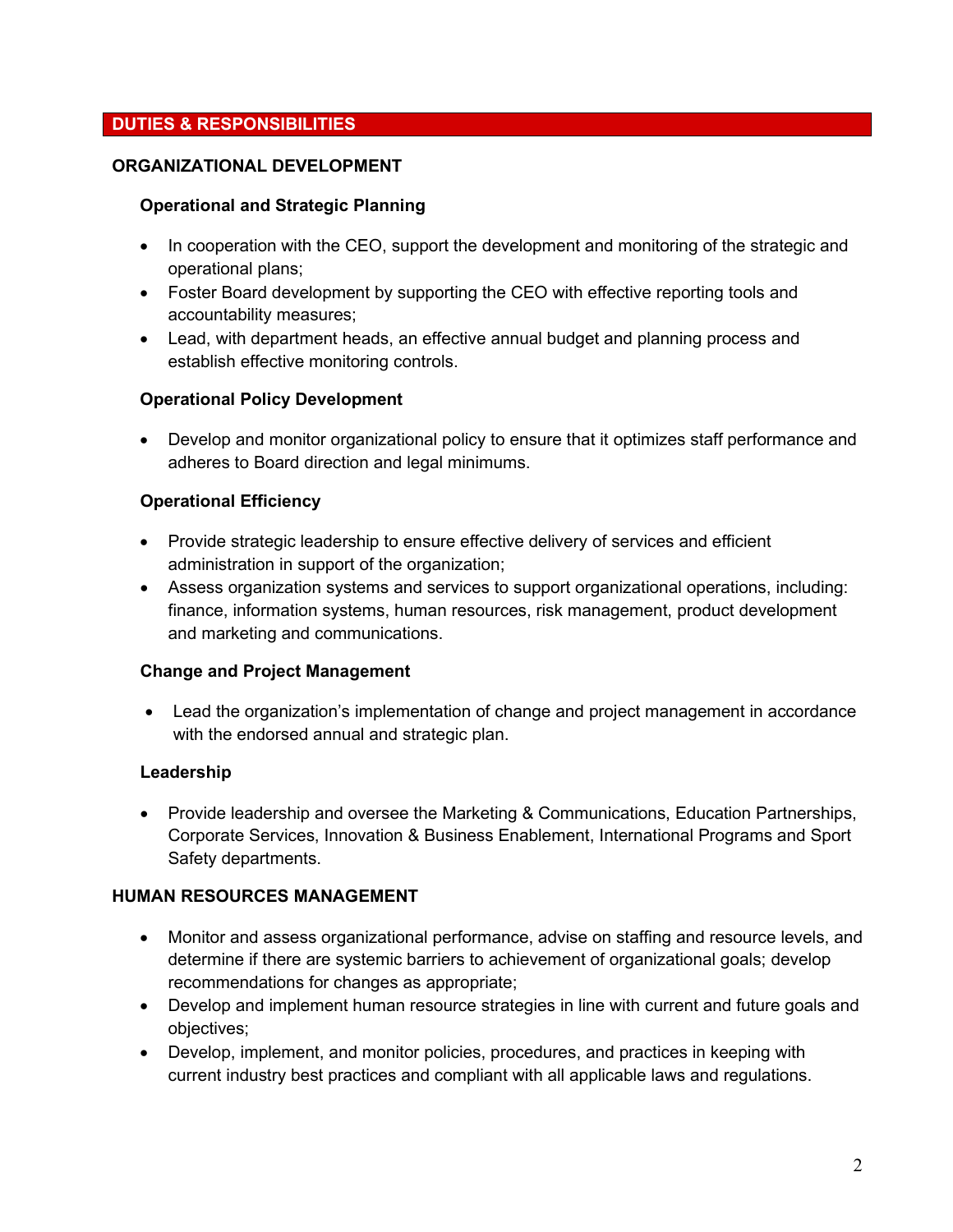## DUTIES & RESPONSIBILITIES

### ORGANIZATIONAL DEVELOPMENT

#### Operational and Strategic Planning

- In cooperation with the CEO, support the development and monitoring of the strategic and operational plans;
- Foster Board development by supporting the CEO with effective reporting tools and accountability measures;
- Lead, with department heads, an effective annual budget and planning process and establish effective monitoring controls.

#### Operational Policy Development

- Develop and monitor organizational policy to ensure that it optimizes staff performance and adheres to Board direction and legal minimums.

#### Operational Efficiency

- Provide strategic leadership to ensure effective delivery of services and efficient administration in support of the organization;
- Assess organization systems and services to support organizational operations, including: finance, information systems, human resources, risk management, product development and marketing and communications.

#### Change and Project Management

- Lead the organization's implementation of change and project management in accordance with the endorsed annual and strategic plan.

#### Leadership

- Provide leadership and oversee the Marketing & Communications, Education Partnerships, Corporate Services, Innovation & Business Enablement, International Programs and Sport Safety departments.

### HUMAN RESOURCES MANAGEMENT

- Monitor and assess organizational performance, advise on staffing and resource levels, and determine if there are systemic barriers to achievement of organizational goals; develop recommendations for changes as appropriate;
- Develop and implement human resource strategies in line with current and future goals and objectives;
- Develop, implement, and monitor policies, procedures, and practices in keeping with current industry best practices and compliant with all applicable laws and regulations.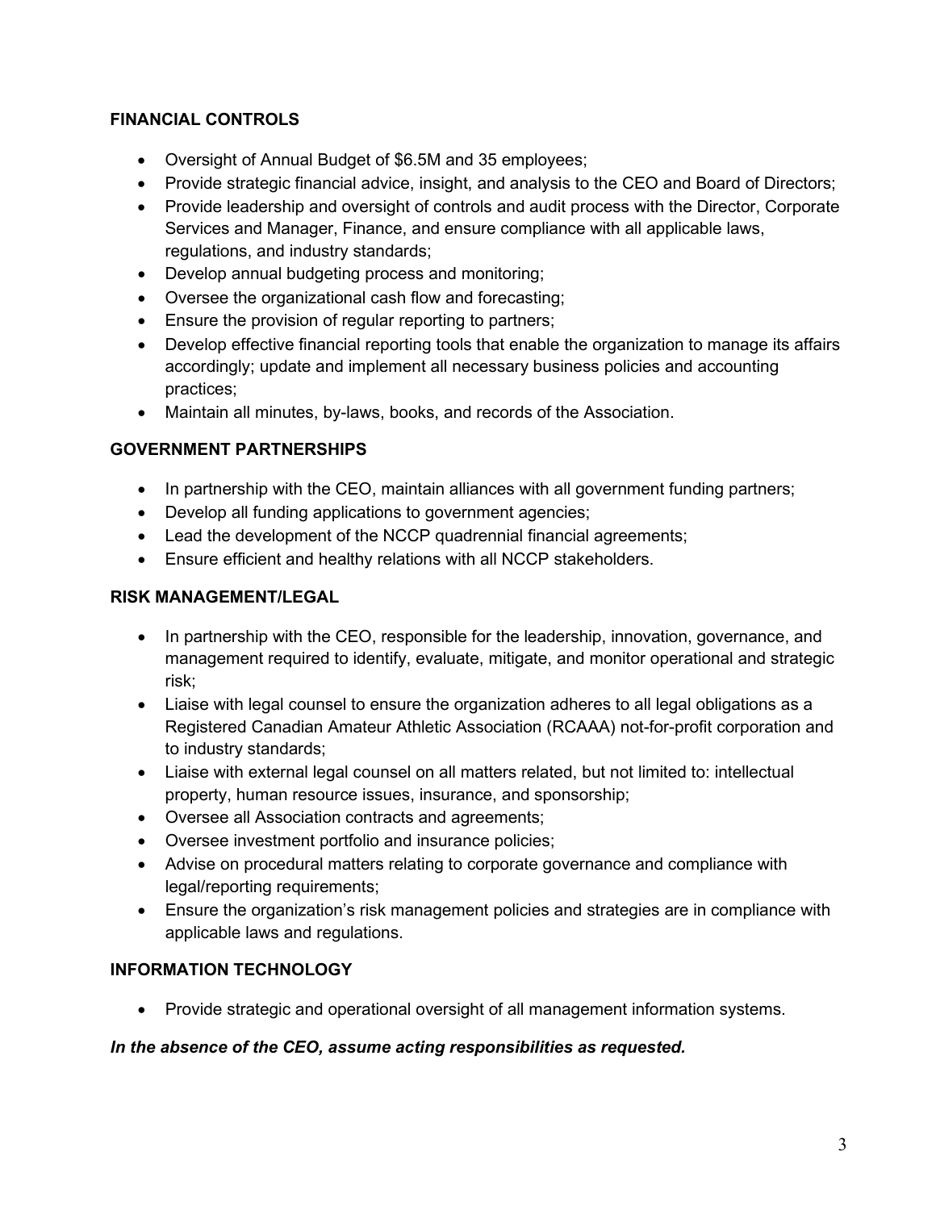**FINANCIAL CONTROLS**

- Oversight of Annual Budget of $6.5M and 35 employees;
- Provide strategic financial advice, insight, and analysis to the CEO and Board of Directors;
- Provide leadership and oversight of controls and audit process with the Director, Corporate Services and Manager, Finance, and ensure compliance with all applicable laws, regulations, and industry standards;
- Develop annual budgeting process and monitoring;
- Oversee the organizational cash flow and forecasting;
- Ensure the provision of regular reporting to partners;
- Develop effective financial reporting tools that enable the organization to manage its affairs accordingly; update and implement all necessary business policies and accounting practices;
- Maintain all minutes, by-laws, books, and records of the Association.

**GOVERNMENT PARTNERSHIPS**

- In partnership with the CEO, maintain alliances with all government funding partners;
- Develop all funding applications to government agencies;
- Lead the development of the NCCP quadrennial financial agreements;
- Ensure efficient and healthy relations with all NCCP stakeholders.

**RISK MANAGEMENT/LEGAL**

- In partnership with the CEO, responsible for the leadership, innovation, governance, and management required to identify, evaluate, mitigate, and monitor operational and strategic risk;
- Liaise with legal counsel to ensure the organization adheres to all legal obligations as a Registered Canadian Amateur Athletic Association (RCAAA) not-for-profit corporation and to industry standards;
- Liaise with external legal counsel on all matters related, but not limited to: intellectual property, human resource issues, insurance, and sponsorship;
- Oversee all Association contracts and agreements;
- Oversee investment portfolio and insurance policies;
- Advise on procedural matters relating to corporate governance and compliance with legal/reporting requirements;
- Ensure the organization's risk management policies and strategies are in compliance with applicable laws and regulations.

**INFORMATION TECHNOLOGY**

- Provide strategic and operational oversight of all management information systems.

***In the absence of the CEO, assume acting responsibilities as requested.***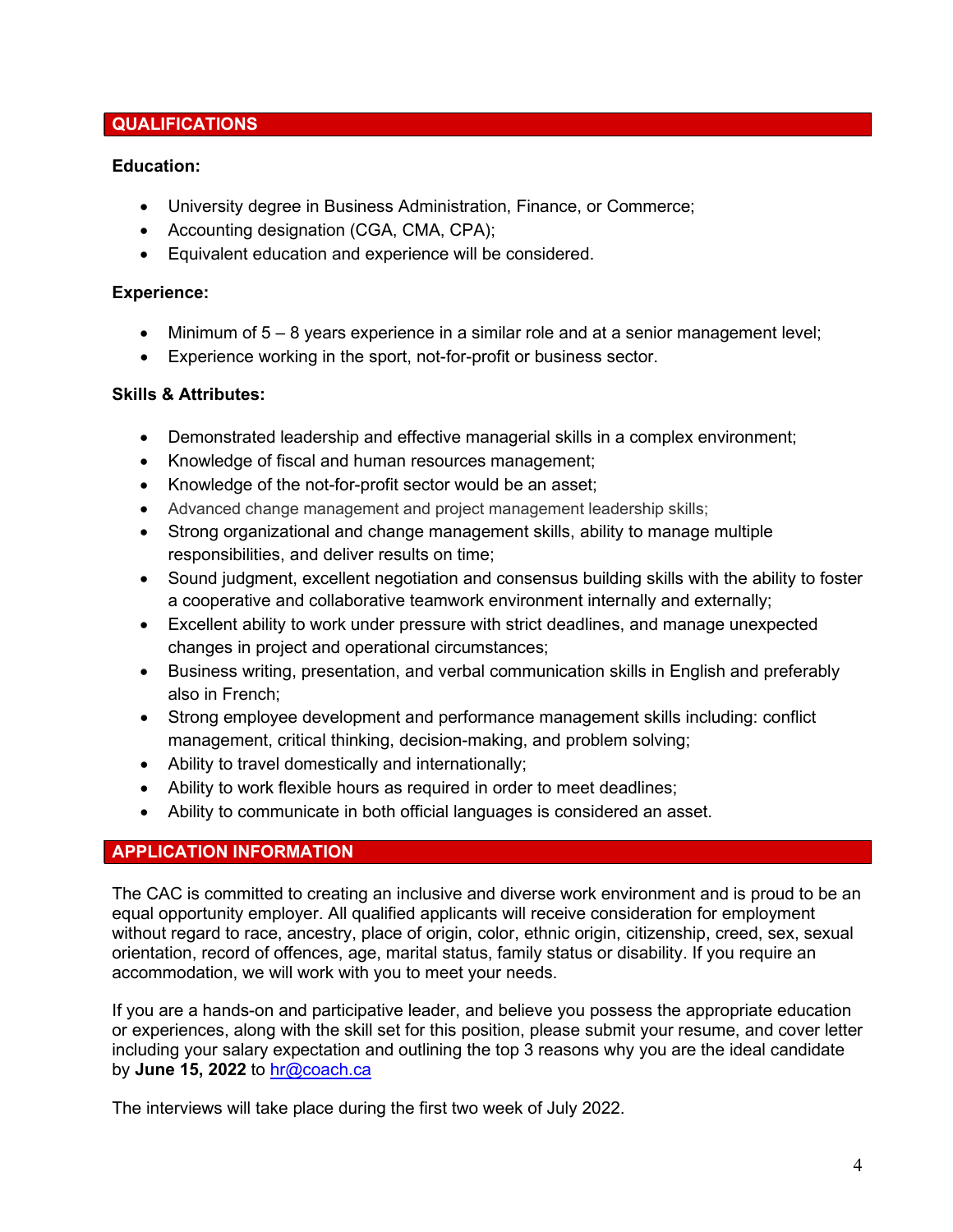## QUALIFICATIONS

**Education:**

- University degree in Business Administration, Finance, or Commerce;
- Accounting designation (CGA, CMA, CPA);
- Equivalent education and experience will be considered.

**Experience:**

- Minimum of 5 – 8 years experience in a similar role and at a senior management level;
- Experience working in the sport, not-for-profit or business sector.

**Skills & Attributes:**

- Demonstrated leadership and effective managerial skills in a complex environment;
- Knowledge of fiscal and human resources management;
- Knowledge of the not-for-profit sector would be an asset;
- Advanced change management and project management leadership skills;
- Strong organizational and change management skills, ability to manage multiple responsibilities, and deliver results on time;
- Sound judgment, excellent negotiation and consensus building skills with the ability to foster a cooperative and collaborative teamwork environment internally and externally;
- Excellent ability to work under pressure with strict deadlines, and manage unexpected changes in project and operational circumstances;
- Business writing, presentation, and verbal communication skills in English and preferably also in French;
- Strong employee development and performance management skills including: conflict management, critical thinking, decision-making, and problem solving;
- Ability to travel domestically and internationally;
- Ability to work flexible hours as required in order to meet deadlines;
- Ability to communicate in both official languages is considered an asset.

## APPLICATION INFORMATION

The CAC is committed to creating an inclusive and diverse work environment and is proud to be an equal opportunity employer. All qualified applicants will receive consideration for employment without regard to race, ancestry, place of origin, color, ethnic origin, citizenship, creed, sex, sexual orientation, record of offences, age, marital status, family status or disability. If you require an accommodation, we will work with you to meet your needs.

If you are a hands-on and participative leader, and believe you possess the appropriate education or experiences, along with the skill set for this position, please submit your resume, and cover letter including your salary expectation and outlining the top 3 reasons why you are the ideal candidate by **June 15, 2022** to [hr@coach.ca](mailto:hr@coach.ca)

The interviews will take place during the first two week of July 2022.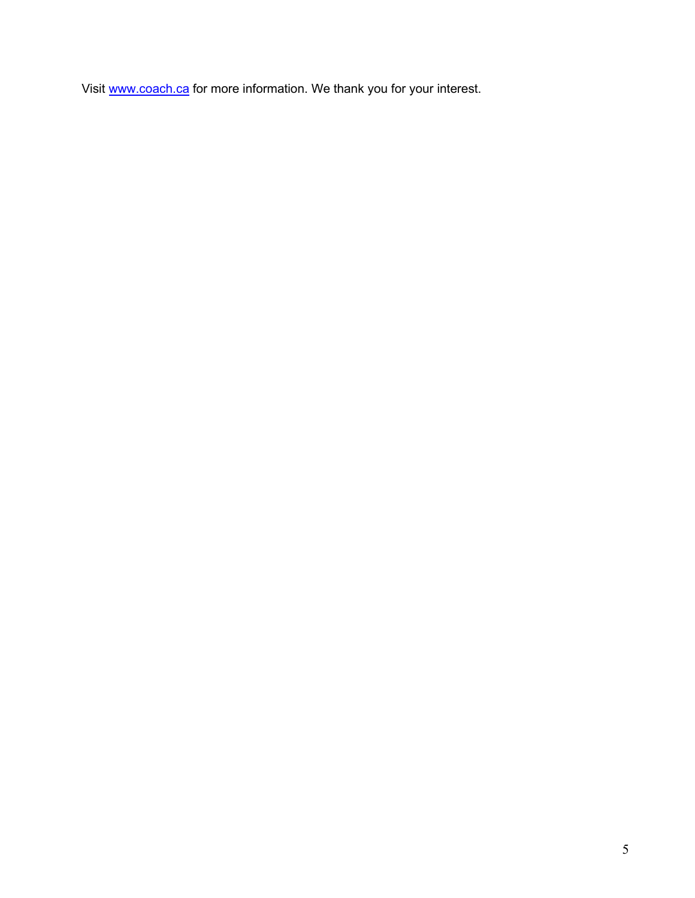Visit [www.coach.ca](http://www.coach.ca) for more information. We thank you for your interest.